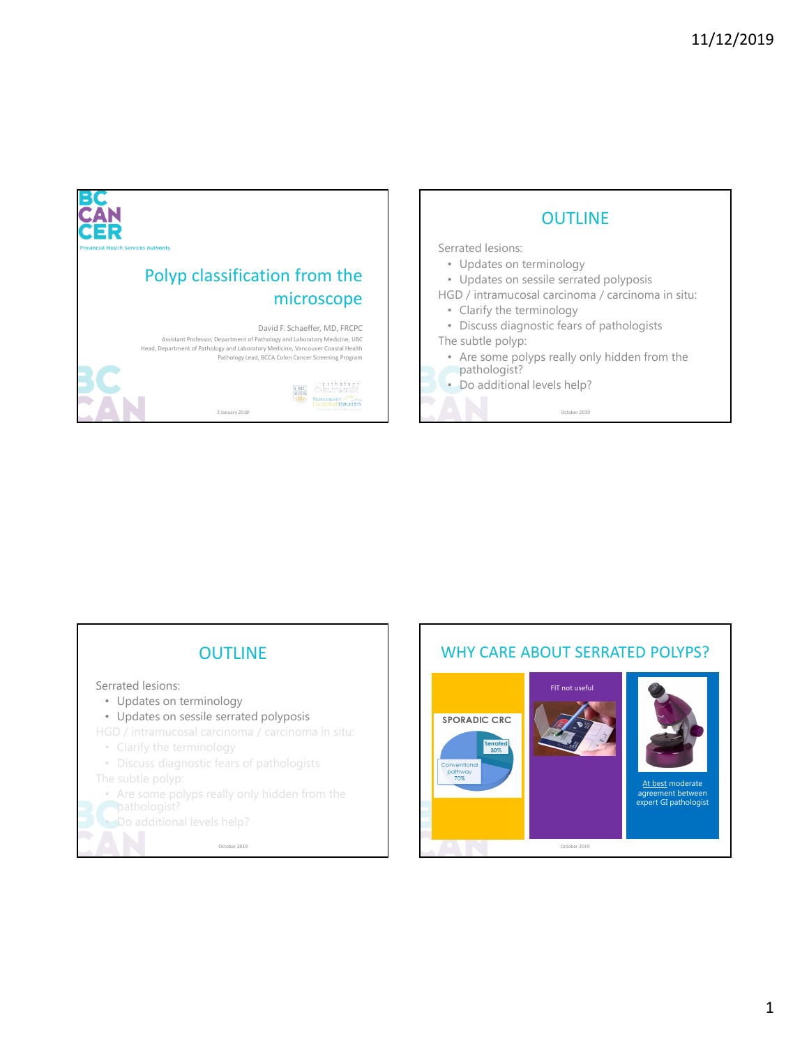# Polyp classification from the microscope

David F. Schaeffer, MD, FRCPC

Assistant Professor, Department of Pathology and Laboratory Medicine, UBC
Head, Department of Pathology and Laboratory Medicine, Vancouver Coastal Health
Pathology Lead, BCCA Colon Cancer Screening Program

3 January 2018

## OUTLINE

Serrated lesions:
- Updates on terminology
- Updates on sessile serrated polyposis

HGD / intramucosal carcinoma / carcinoma in situ:
- Clarify the terminology
- Discuss diagnostic fears of pathologists

The subtle polyp:
- Are some polyps really only hidden from the pathologist?
- Do additional levels help?

October 2019

## OUTLINE

Serrated lesions:
- Updates on terminology
- Updates on sessile serrated polyposis

HGD / intramucosal carcinoma / carcinoma in situ:
- Clarify the terminology
- Discuss diagnostic fears of pathologists

The subtle polyp:
- Are some polyps really only hidden from the pathologist?
- Do additional levels help?

October 2019

## WHY CARE ABOUT SERRATED POLYPS?

SPORADIC CRC
- Serrated 30%
- Conventional pathway 70%

FIT not useful

At best moderate agreement between expert GI pathologist

October 2019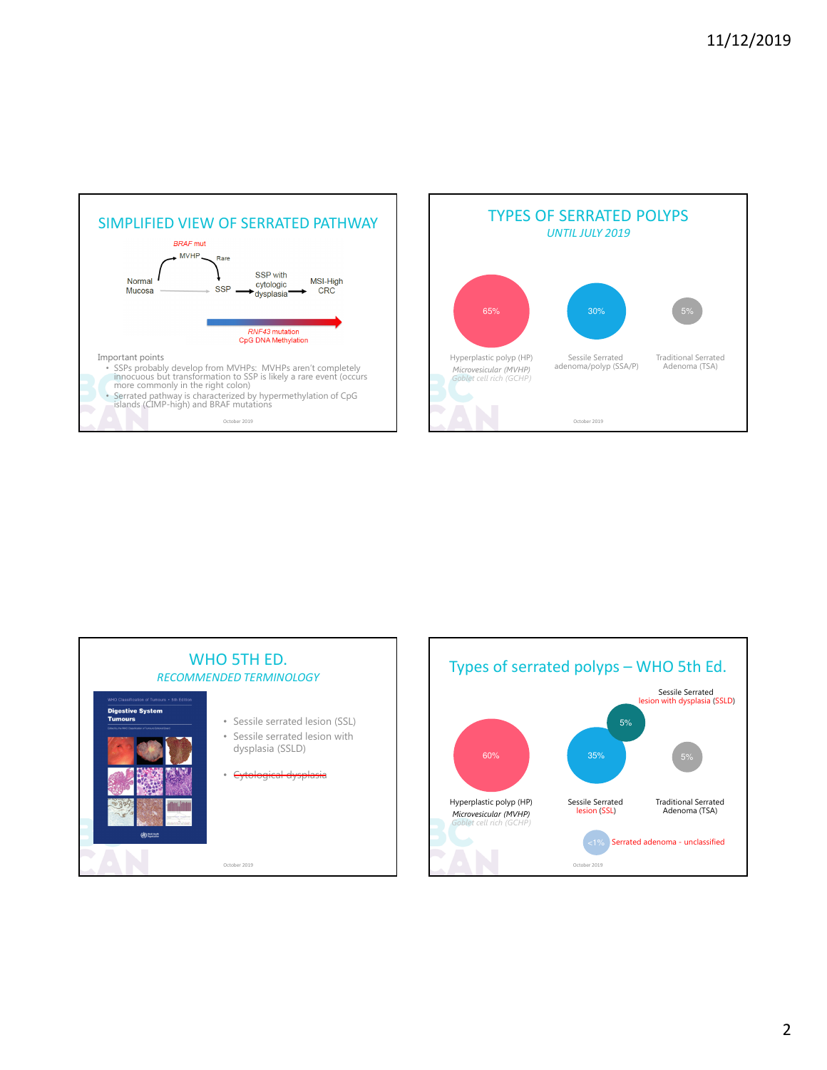## SIMPLIFIED VIEW OF SERRATED PATHWAY

*BRAF* mut

MVHP → Rare

Normal Mucosa → SSP → SSP with cytologic dysplasia → MSI-High CRC

*RNF43* mutation
CpG DNA Methylation

Important points

- SSPs probably develop from MVHPs: MVHPs aren't completely innocuous but transformation to SSP is likely a rare event (occurs more commonly in the right colon)
- Serrated pathway is characterized by hypermethylation of CpG islands (CIMP-high) and BRAF mutations

October 2019

## TYPES OF SERRATED POLYPS

*UNTIL JULY 2019*

- 65% — Hyperplastic polyp (HP)
  - *Microvesicular (MVHP)*
  - *Goblet cell rich (GCHP)*
- 30% — Sessile Serrated adenoma/polyp (SSA/P)
- 5% — Traditional Serrated Adenoma (TSA)

October 2019

## WHO 5TH ED.

*RECOMMENDED TERMINOLOGY*

WHO Classification of Tumours • 5th Edition
Digestive System Tumours

- Sessile serrated lesion (SSL)
- Sessile serrated lesion with dysplasia (SSLD)
- ~~Cytological dysplasia~~

October 2019

## Types of serrated polyps – WHO 5th Ed.

- 60% — Hyperplastic polyp (HP)
  - *Microvesicular (MVHP)*
  - *Goblet cell rich (GCHP)*
- 35% — Sessile Serrated lesion (SSL)
- 5% — Sessile Serrated lesion with dysplasia (SSLD)
- 5% — Traditional Serrated Adenoma (TSA)
- <1% — Serrated adenoma - unclassified

October 2019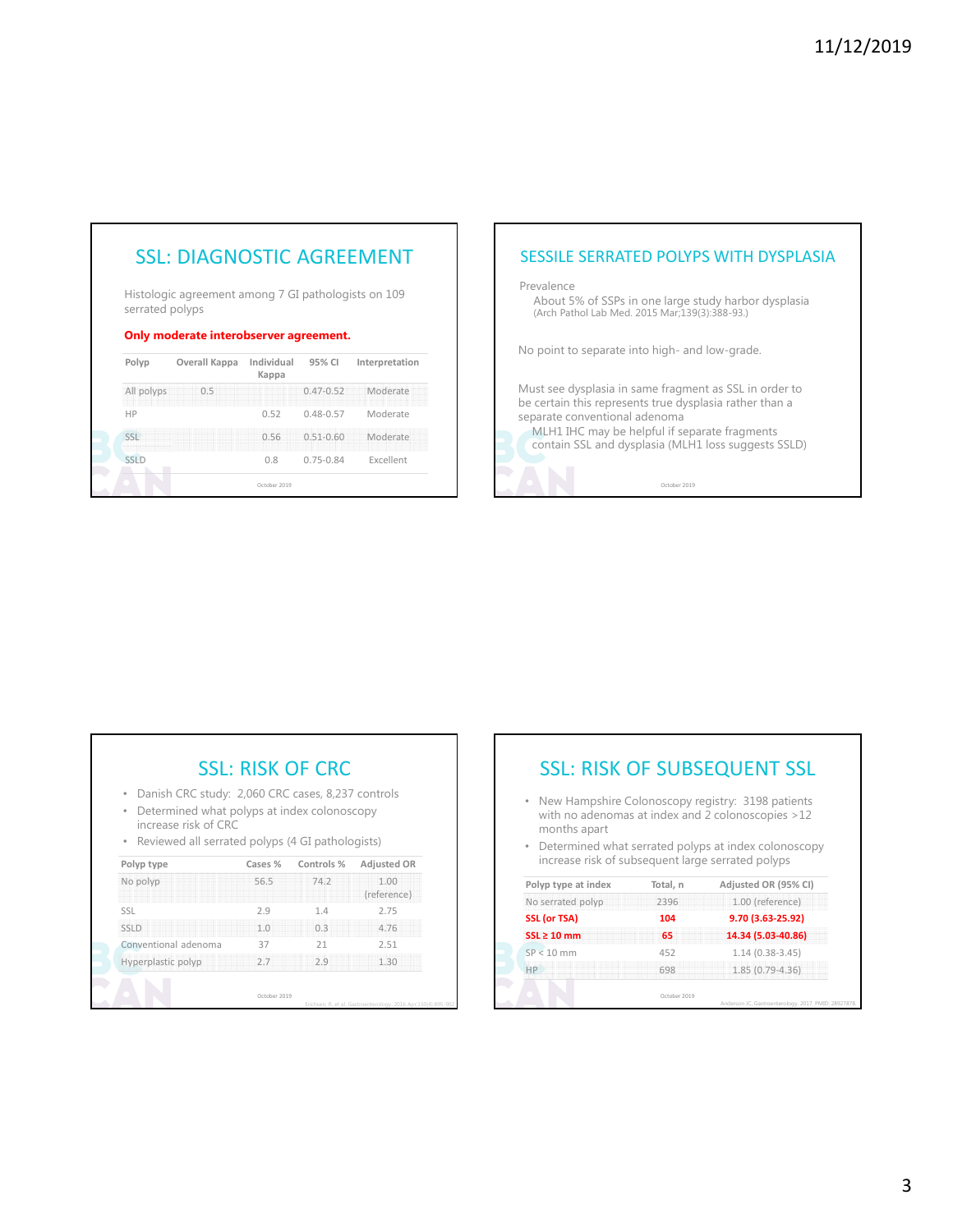## SSL: DIAGNOSTIC AGREEMENT

Histologic agreement among 7 GI pathologists on 109 serrated polyps

**Only moderate interobserver agreement.**

| Polyp | Overall Kappa | Individual Kappa | 95% CI | Interpretation |
|---|---|---|---|---|
| All polyps | 0.5 | | 0.47-0.52 | Moderate |
| HP | | 0.52 | 0.48-0.57 | Moderate |
| SSL | | 0.56 | 0.51-0.60 | Moderate |
| SSLD | | 0.8 | 0.75-0.84 | Excellent |

October 2019

## SESSILE SERRATED POLYPS WITH DYSPLASIA

Prevalence

About 5% of SSPs in one large study harbor dysplasia
(Arch Pathol Lab Med. 2015 Mar;139(3):388-93.)

No point to separate into high- and low-grade.

Must see dysplasia in same fragment as SSL in order to be certain this represents true dysplasia rather than a separate conventional adenoma

MLH1 IHC may be helpful if separate fragments contain SSL and dysplasia (MLH1 loss suggests SSLD)

October 2019

## SSL: RISK OF CRC

- Danish CRC study: 2,060 CRC cases, 8,237 controls
- Determined what polyps at index colonoscopy increase risk of CRC
- Reviewed all serrated polyps (4 GI pathologists)

| Polyp type | Cases % | Controls % | Adjusted OR |
|---|---|---|---|
| No polyp | 56.5 | 74.2 | 1.00 (reference) |
| SSL | 2.9 | 1.4 | 2.75 |
| SSLD | 1.0 | 0.3 | 4.76 |
| Conventional adenoma | 37 | 21 | 2.51 |
| Hyperplastic polyp | 2.7 | 2.9 | 1.30 |

October 2019

Erichsen, R. et al. Gastroenterology. 2016 Apr;150(4):895-902

## SSL: RISK OF SUBSEQUENT SSL

- New Hampshire Colonoscopy registry: 3198 patients with no adenomas at index and 2 colonoscopies >12 months apart
- Determined what serrated polyps at index colonoscopy increase risk of subsequent large serrated polyps

| Polyp type at index | Total, n | Adjusted OR (95% CI) |
|---|---|---|
| No serrated polyp | 2396 | 1.00 (reference) |
| **SSL (or TSA)** | **104** | **9.70 (3.63-25.92)** |
| **SSL ≥ 10 mm** | **65** | **14.34 (5.03-40.86)** |
| SP < 10 mm | 452 | 1.14 (0.38-3.45) |
| HP | 698 | 1.85 (0.79-4.36) |

October 2019

Anderson JC. Gastroenterology. 2017. PMID: 28927878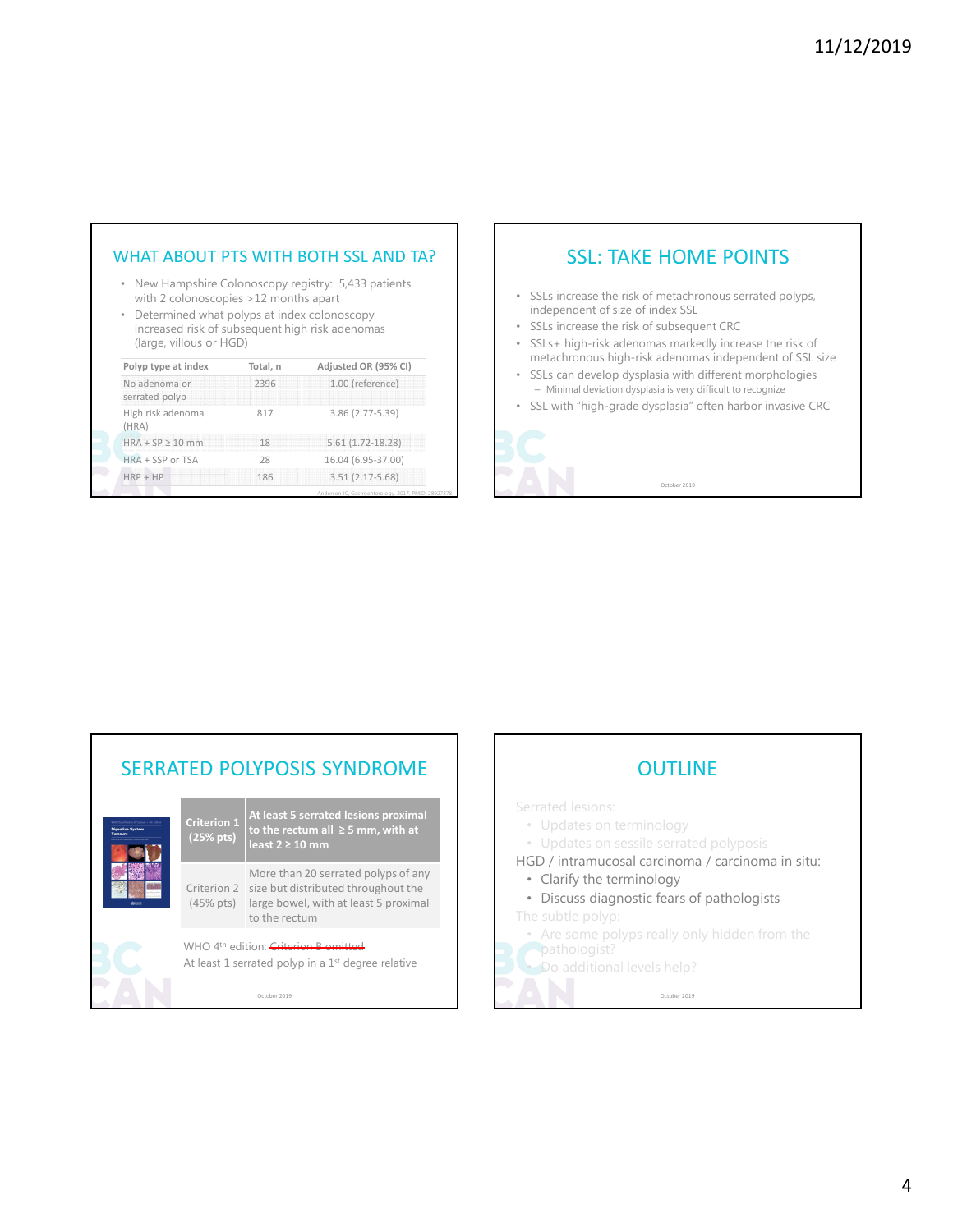## WHAT ABOUT PTS WITH BOTH SSL AND TA?

- New Hampshire Colonoscopy registry: 5,433 patients with 2 colonoscopies >12 months apart
- Determined what polyps at index colonoscopy increased risk of subsequent high risk adenomas (large, villous or HGD)

| Polyp type at index | Total, n | Adjusted OR (95% CI) |
|---|---|---|
| No adenoma or serrated polyp | 2396 | 1.00 (reference) |
| High risk adenoma (HRA) | 817 | 3.86 (2.77-5.39) |
| HRA + SP ≥ 10 mm | 18 | 5.61 (1.72-18.28) |
| HRA + SSP or TSA | 28 | 16.04 (6.95-37.00) |
| HRP + HP | 186 | 3.51 (2.17-5.68) |

Anderson JC. Gastroenterology. 2017. PMID: 28527878

## SSL: TAKE HOME POINTS

- SSLs increase the risk of metachronous serrated polyps, independent of size of index SSL
- SSLs increase the risk of subsequent CRC
- SSLs+ high-risk adenomas markedly increase the risk of metachronous high-risk adenomas independent of SSL size
- SSLs can develop dysplasia with different morphologies
  - Minimal deviation dysplasia is very difficult to recognize
- SSL with "high-grade dysplasia" often harbor invasive CRC

October 2019

## SERRATED POLYPOSIS SYNDROME

| | |
|---|---|
| **Criterion 1 (25% pts)** | **At least 5 serrated lesions proximal to the rectum all ≥ 5 mm, with at least 2 ≥ 10 mm** |
| Criterion 2 (45% pts) | More than 20 serrated polyps of any size but distributed throughout the large bowel, with at least 5 proximal to the rectum |

WHO 4th edition: ~~Criterion B omitted~~

At least 1 serrated polyp in a 1st degree relative

October 2019

## OUTLINE

Serrated lesions:
- Updates on terminology
- Updates on sessile serrated polyposis

HGD / intramucosal carcinoma / carcinoma in situ:
- Clarify the terminology
- Discuss diagnostic fears of pathologists

The subtle polyp:
- Are some polyps really only hidden from the pathologist?
- Do additional levels help?

October 2019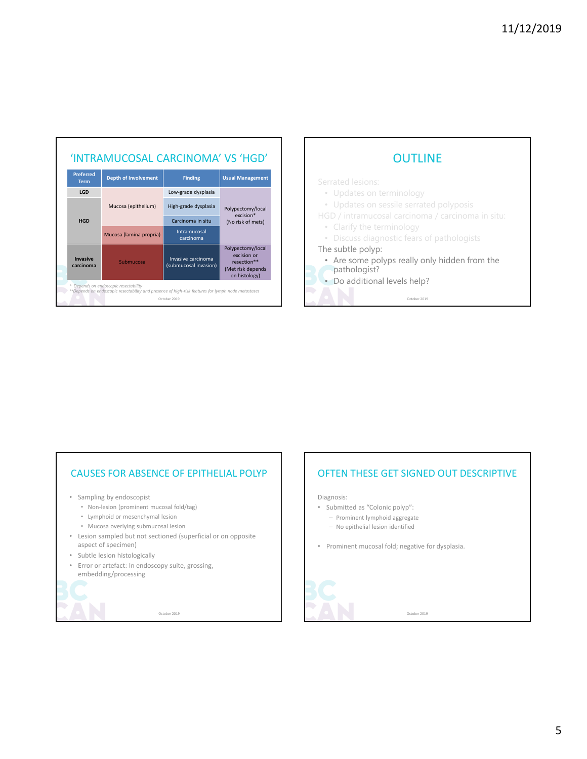## 'INTRAMUCOSAL CARCINOMA' VS 'HGD'

| Preferred Term | Depth of Involvement | Finding | Usual Management |
|---|---|---|---|
| LGD | Mucosa (epithelium) | Low-grade dysplasia | Polypectomy/local excision* (No risk of mets) |
| HGD | | High-grade dysplasia | |
| | | Carcinoma in situ | |
| | Mucosa (lamina propria) | Intramucosal carcinoma | |
| Invasive carcinoma | Submucosa | Invasive carcinoma (submucosal invasion) | Polypectomy/local excision or resection** (Met risk depends on histology) |

*\* Depends on endoscopic resectability*
*\*\*Depends on endoscopic resectability and presence of high-risk features for lymph node metastases*

## OUTLINE

Serrated lesions:
- Updates on terminology
- Updates on sessile serrated polyposis

HGD / intramucosal carcinoma / carcinoma in situ:
- Clarify the terminology
- Discuss diagnostic fears of pathologists

The subtle polyp:
- Are some polyps really only hidden from the pathologist?
- Do additional levels help?

## CAUSES FOR ABSENCE OF EPITHELIAL POLYP

- Sampling by endoscopist
  - Non-lesion (prominent mucosal fold/tag)
  - Lymphoid or mesenchymal lesion
  - Mucosa overlying submucosal lesion
- Lesion sampled but not sectioned (superficial or on opposite aspect of specimen)
- Subtle lesion histologically
- Error or artefact: In endoscopy suite, grossing, embedding/processing

## OFTEN THESE GET SIGNED OUT DESCRIPTIVE

Diagnosis:
- Submitted as "Colonic polyp":
  - Prominent lymphoid aggregate
  - No epithelial lesion identified

- Prominent mucosal fold; negative for dysplasia.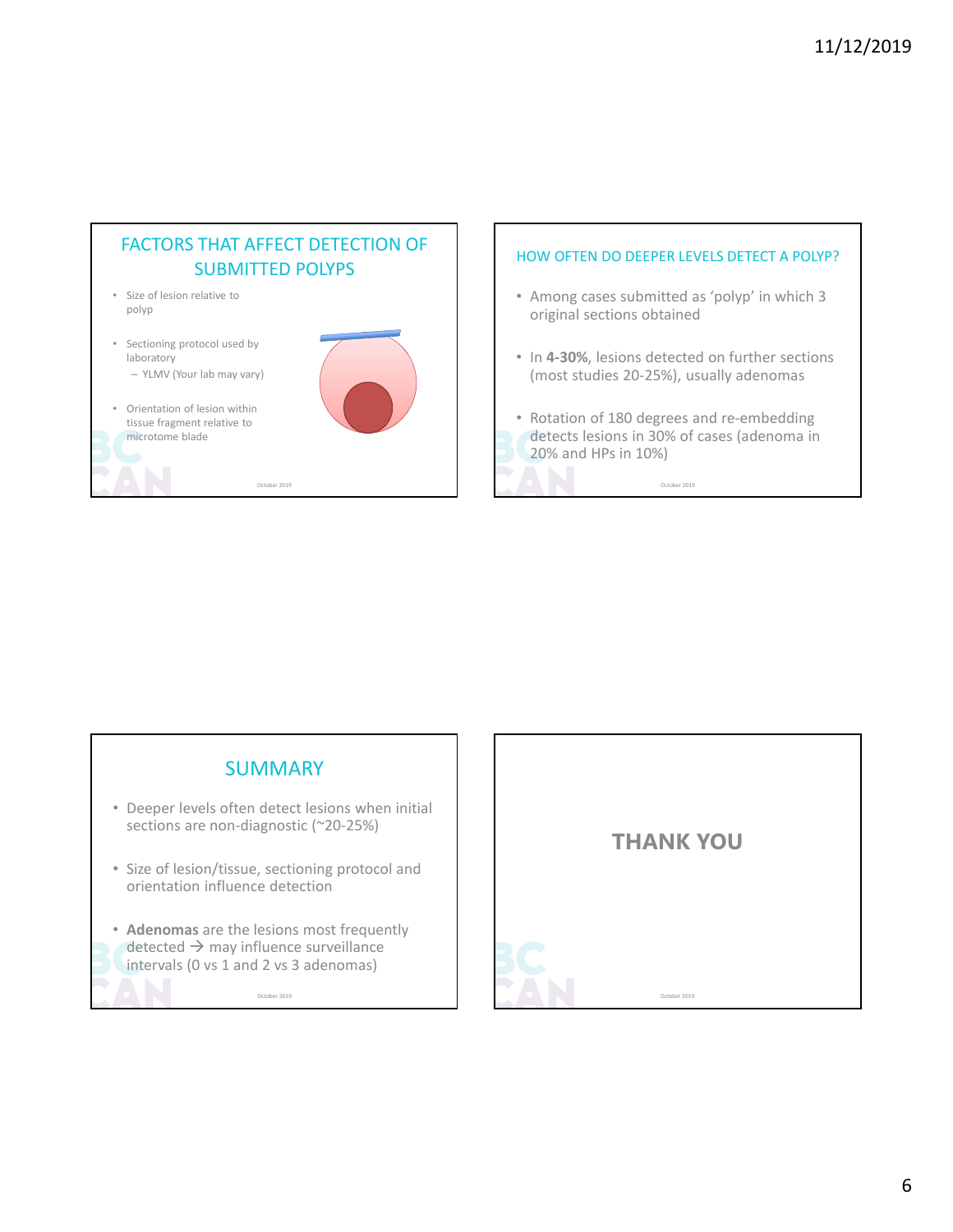## FACTORS THAT AFFECT DETECTION OF SUBMITTED POLYPS

- Size of lesion relative to polyp
- Sectioning protocol used by laboratory
  - YLMV (Your lab may vary)
- Orientation of lesion within tissue fragment relative to microtome blade

## HOW OFTEN DO DEEPER LEVELS DETECT A POLYP?

- Among cases submitted as 'polyp' in which 3 original sections obtained
- In **4-30%**, lesions detected on further sections (most studies 20-25%), usually adenomas
- Rotation of 180 degrees and re-embedding detects lesions in 30% of cases (adenoma in 20% and HPs in 10%)

## SUMMARY

- Deeper levels often detect lesions when initial sections are non-diagnostic (~20-25%)
- Size of lesion/tissue, sectioning protocol and orientation influence detection
- **Adenomas** are the lesions most frequently detected → may influence surveillance intervals (0 vs 1 and 2 vs 3 adenomas)

## THANK YOU